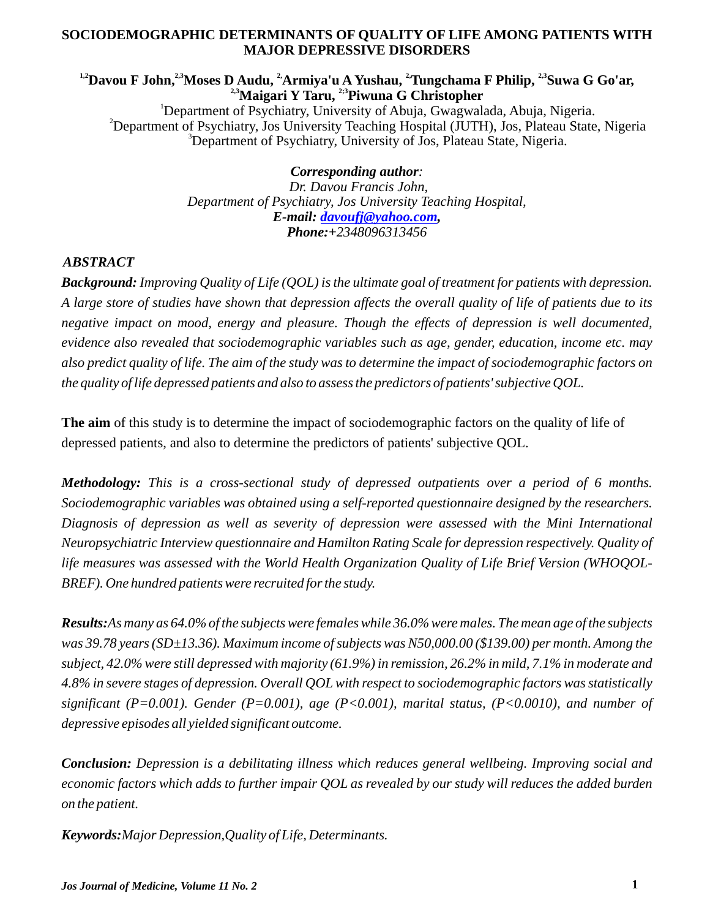# SOCIODEMOGRAPHIC DETERMINANTS OF QUALITY OF LIFE AMONG PATIENTS WITH MAJOR DEPRESSIVE DISORDERS

**[1,2]Davou F John, [2,3]Moses D Audu, [2,]Armiya'u A Yushau, [2,]Tungchama F Philip, [2,3]Suwa G Go'ar, [2,3]Maigari Y Taru, [2,3]Piwuna G Christopher**

[1]Department of Psychiatry, University of Abuja, Gwagwalada, Abuja, Nigeria.
[2]Department of Psychiatry, Jos University Teaching Hospital (JUTH), Jos, Plateau State, Nigeria
[3]Department of Psychiatry, University of Jos, Plateau State, Nigeria.

***Corresponding author:***
*Dr. Davou Francis John,*
*Department of Psychiatry, Jos University Teaching Hospital,*
***E-mail: davoufj@yahoo.com,***
***Phone:+2348096313456***

## *ABSTRACT*

***Background:*** *Improving Quality of Life (QOL) is the ultimate goal of treatment for patients with depression. A large store of studies have shown that depression affects the overall quality of life of patients due to its negative impact on mood, energy and pleasure. Though the effects of depression is well documented, evidence also revealed that sociodemographic variables such as age, gender, education, income etc. may also predict quality of life. The aim of the study was to determine the impact of sociodemographic factors on the quality of life depressed patients and also to assess the predictors of patients' subjective QOL.*

**The aim** of this study is to determine the impact of sociodemographic factors on the quality of life of depressed patients, and also to determine the predictors of patients' subjective QOL.

***Methodology:*** *This is a cross-sectional study of depressed outpatients over a period of 6 months. Sociodemographic variables was obtained using a self-reported questionnaire designed by the researchers. Diagnosis of depression as well as severity of depression were assessed with the Mini International Neuropsychiatric Interview questionnaire and Hamilton Rating Scale for depression respectively. Quality of life measures was assessed with the World Health Organization Quality of Life Brief Version (WHOQOL-BREF). One hundred patients were recruited for the study.*

***Results:****As many as 64.0% of the subjects were females while 36.0% were males. The mean age of the subjects was 39.78 years (SD±13.36). Maximum income of subjects was N50,000.00 ($139.00) per month. Among the subject, 42.0% were still depressed with majority (61.9%) in remission, 26.2% in mild, 7.1% in moderate and 4.8% in severe stages of depression. Overall QOL with respect to sociodemographic factors was statistically significant (P=0.001). Gender (P=0.001), age (P<0.001), marital status, (P<0.0010), and number of depressive episodes all yielded significant outcome.*

***Conclusion:*** *Depression is a debilitating illness which reduces general wellbeing. Improving social and economic factors which adds to further impair QOL as revealed by our study will reduces the added burden on the patient.*

***Keywords:****Major Depression,Quality of Life, Determinants.*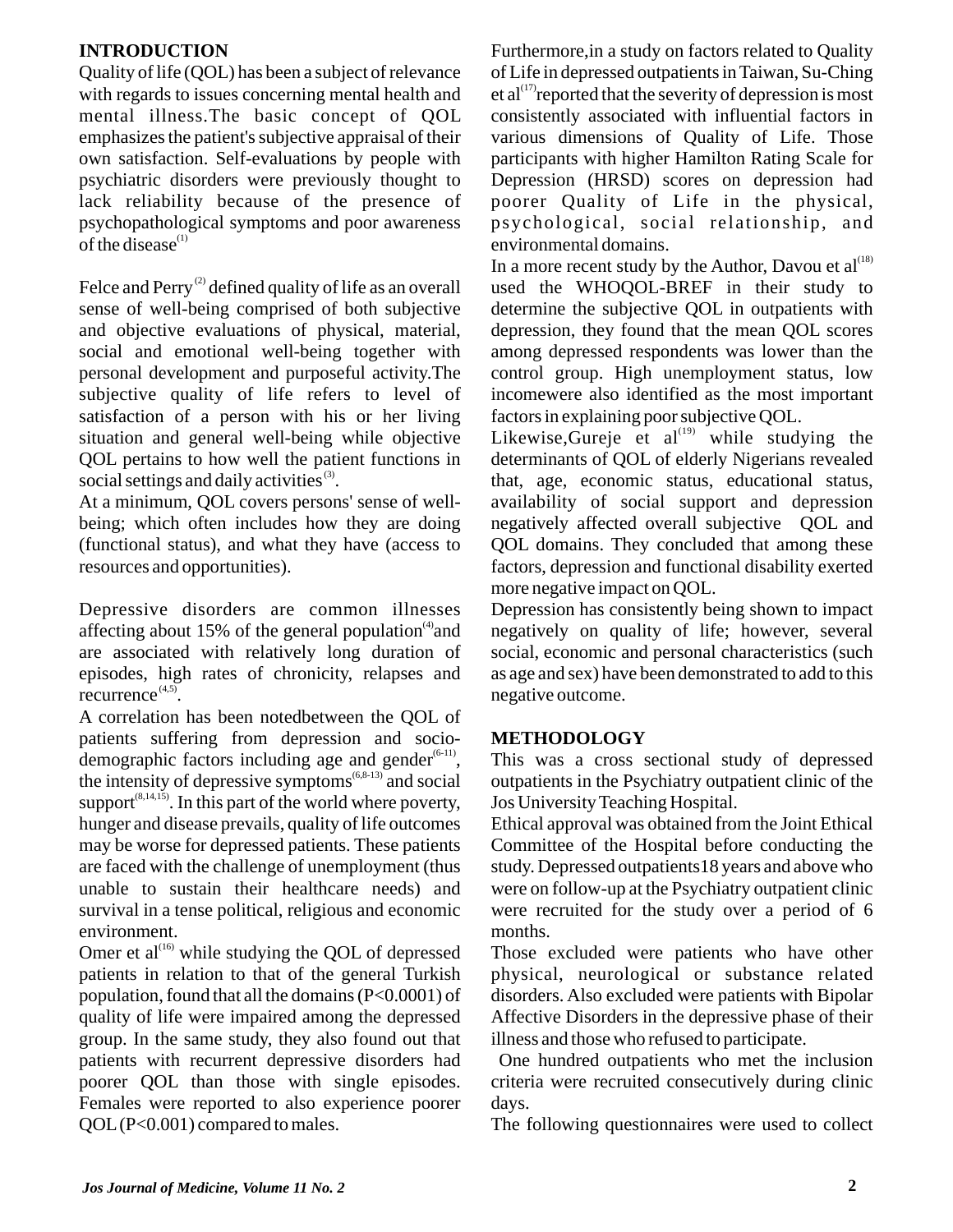## INTRODUCTION

Quality of life (QOL) has been a subject of relevance with regards to issues concerning mental health and mental illness.The basic concept of QOL emphasizes the patient's subjective appraisal of their own satisfaction. Self-evaluations by people with psychiatric disorders were previously thought to lack reliability because of the presence of psychopathological symptoms and poor awareness of the disease[1]

Felce and Perry[2] defined quality of life as an overall sense of well-being comprised of both subjective and objective evaluations of physical, material, social and emotional well-being together with personal development and purposeful activity.The subjective quality of life refers to level of satisfaction of a person with his or her living situation and general well-being while objective QOL pertains to how well the patient functions in social settings and daily activities[3].

At a minimum, QOL covers persons' sense of well-being; which often includes how they are doing (functional status), and what they have (access to resources and opportunities).

Depressive disorders are common illnesses affecting about 15% of the general population[4]and are associated with relatively long duration of episodes, high rates of chronicity, relapses and recurrence[4,5].

A correlation has been notedbetween the QOL of patients suffering from depression and socio-demographic factors including age and gender[6-11], the intensity of depressive symptoms[6,8-13] and social support[8,14,15]. In this part of the world where poverty, hunger and disease prevails, quality of life outcomes may be worse for depressed patients. These patients are faced with the challenge of unemployment (thus unable to sustain their healthcare needs) and survival in a tense political, religious and economic environment.

Omer et al[16] while studying the QOL of depressed patients in relation to that of the general Turkish population, found that all the domains (P<0.0001) of quality of life were impaired among the depressed group. In the same study, they also found out that patients with recurrent depressive disorders had poorer QOL than those with single episodes. Females were reported to also experience poorer QOL (P<0.001) compared to males.

Furthermore,in a study on factors related to Quality of Life in depressed outpatients in Taiwan, Su-Ching et al[17]reported that the severity of depression is most consistently associated with influential factors in various dimensions of Quality of Life. Those participants with higher Hamilton Rating Scale for Depression (HRSD) scores on depression had poorer Quality of Life in the physical, psychological, social relationship, and environmental domains.

In a more recent study by the Author, Davou et al[18] used the WHOQOL-BREF in their study to determine the subjective QOL in outpatients with depression, they found that the mean QOL scores among depressed respondents was lower than the control group. High unemployment status, low incomewere also identified as the most important factors in explaining poor subjective QOL.

Likewise,Gureje et al[19] while studying the determinants of QOL of elderly Nigerians revealed that, age, economic status, educational status, availability of social support and depression negatively affected overall subjective QOL and QOL domains. They concluded that among these factors, depression and functional disability exerted more negative impact on QOL.

Depression has consistently being shown to impact negatively on quality of life; however, several social, economic and personal characteristics (such as age and sex) have been demonstrated to add to this negative outcome.

## METHODOLOGY

This was a cross sectional study of depressed outpatients in the Psychiatry outpatient clinic of the Jos University Teaching Hospital.

Ethical approval was obtained from the Joint Ethical Committee of the Hospital before conducting the study. Depressed outpatients18 years and above who were on follow-up at the Psychiatry outpatient clinic were recruited for the study over a period of 6 months.

Those excluded were patients who have other physical, neurological or substance related disorders. Also excluded were patients with Bipolar Affective Disorders in the depressive phase of their illness and those who refused to participate.

One hundred outpatients who met the inclusion criteria were recruited consecutively during clinic days.

The following questionnaires were used to collect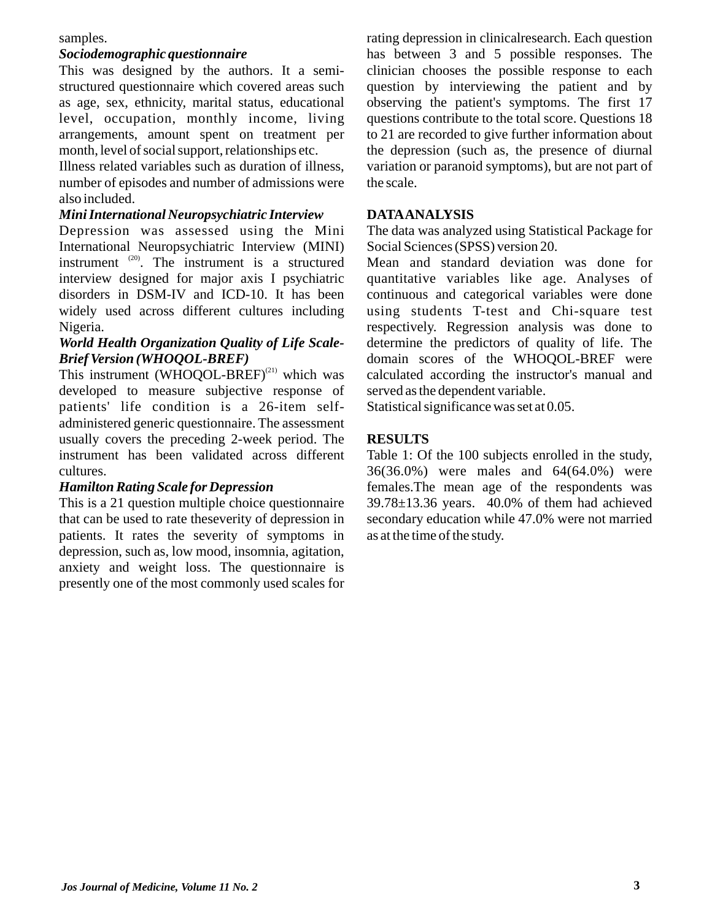samples.

### *Sociodemographic questionnaire*

This was designed by the authors. It a semi-structured questionnaire which covered areas such as age, sex, ethnicity, marital status, educational level, occupation, monthly income, living arrangements, amount spent on treatment per month, level of social support, relationships etc.

Illness related variables such as duration of illness, number of episodes and number of admissions were also included.

### *Mini International Neuropsychiatric Interview*

Depression was assessed using the Mini International Neuropsychiatric Interview (MINI) instrument [20]. The instrument is a structured interview designed for major axis I psychiatric disorders in DSM-IV and ICD-10. It has been widely used across different cultures including Nigeria.

### *World Health Organization Quality of Life Scale-Brief Version (WHOQOL-BREF)*

This instrument (WHOQOL-BREF)[21] which was developed to measure subjective response of patients' life condition is a 26-item self-administered generic questionnaire. The assessment usually covers the preceding 2-week period. The instrument has been validated across different cultures.

### *Hamilton Rating Scale for Depression*

This is a 21 question multiple choice questionnaire that can be used to rate theseverity of depression in patients. It rates the severity of symptoms in depression, such as, low mood, insomnia, agitation, anxiety and weight loss. The questionnaire is presently one of the most commonly used scales for rating depression in clinicalresearch. Each question has between 3 and 5 possible responses. The clinician chooses the possible response to each question by interviewing the patient and by observing the patient's symptoms. The first 17 questions contribute to the total score. Questions 18 to 21 are recorded to give further information about the depression (such as, the presence of diurnal variation or paranoid symptoms), but are not part of the scale.

## DATAANALYSIS

The data was analyzed using Statistical Package for Social Sciences (SPSS) version 20.

Mean and standard deviation was done for quantitative variables like age. Analyses of continuous and categorical variables were done using students T-test and Chi-square test respectively. Regression analysis was done to determine the predictors of quality of life. The domain scores of the WHOQOL-BREF were calculated according the instructor's manual and served as the dependent variable.

Statistical significance was set at 0.05.

## RESULTS

Table 1: Of the 100 subjects enrolled in the study, 36(36.0%) were males and 64(64.0%) were females.The mean age of the respondents was 39.78±13.36 years. 40.0% of them had achieved secondary education while 47.0% were not married as at the time of the study.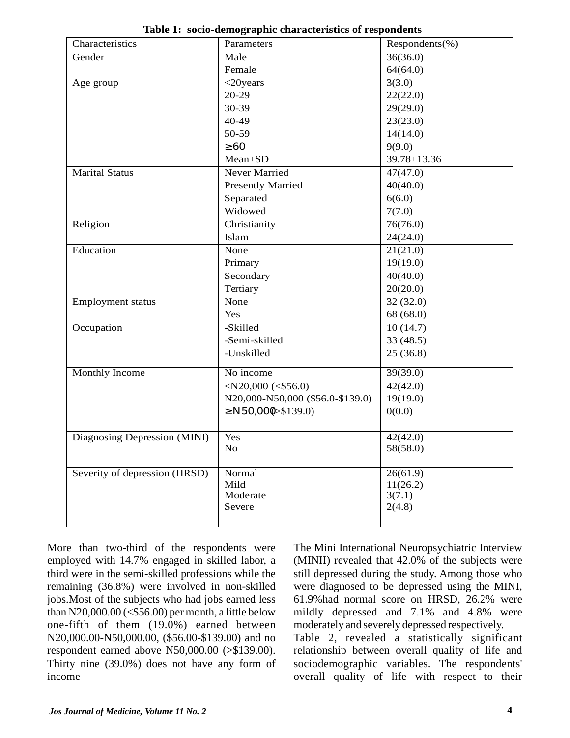**Table 1: socio-demographic characteristics of respondents**

| Characteristics | Parameters | Respondents(%) |
|---|---|---|
| Gender | Male | 36(36.0) |
| | Female | 64(64.0) |
| Age group | <20years | 3(3.0) |
| | 20-29 | 22(22.0) |
| | 30-39 | 29(29.0) |
| | 40-49 | 23(23.0) |
| | 50-59 | 14(14.0) |
| | ≥60 | 9(9.0) |
| | Mean±SD | 39.78±13.36 |
| Marital Status | Never Married | 47(47.0) |
| | Presently Married | 40(40.0) |
| | Separated | 6(6.0) |
| | Widowed | 7(7.0) |
| Religion | Christianity | 76(76.0) |
| | Islam | 24(24.0) |
| Education | None | 21(21.0) |
| | Primary | 19(19.0) |
| | Secondary | 40(40.0) |
| | Tertiary | 20(20.0) |
| Employment status | None | 32 (32.0) |
| | Yes | 68 (68.0) |
| Occupation | -Skilled | 10 (14.7) |
| | -Semi-skilled | 33 (48.5) |
| | -Unskilled | 25 (36.8) |
| Monthly Income | No income | 39(39.0) |
| | <N20,000 (<$56.0) | 42(42.0) |
| | N20,000-N50,000 ($56.0-$139.0) | 19(19.0) |
| | ≥N50,000(>$139.0) | 0(0.0) |
| Diagnosing Depression (MINI) | Yes | 42(42.0) |
| | No | 58(58.0) |
| Severity of depression (HRSD) | Normal | 26(61.9) |
| | Mild | 11(26.2) |
| | Moderate | 3(7.1) |
| | Severe | 2(4.8) |

More than two-third of the respondents were employed with 14.7% engaged in skilled labor, a third were in the semi-skilled professions while the remaining (36.8%) were involved in non-skilled jobs.Most of the subjects who had jobs earned less than N20,000.00 (<$56.00) per month, a little below one-fifth of them (19.0%) earned between N20,000.00-N50,000.00, ($56.00-$139.00) and no respondent earned above N50,000.00 (>$139.00). Thirty nine (39.0%) does not have any form of income

The Mini International Neuropsychiatric Interview (MINII) revealed that 42.0% of the subjects were still depressed during the study. Among those who were diagnosed to be depressed using the MINI, 61.9%had normal score on HRSD, 26.2% were mildly depressed and 7.1% and 4.8% were moderately and severely depressed respectively.

Table 2, revealed a statistically significant relationship between overall quality of life and sociodemographic variables. The respondents' overall quality of life with respect to their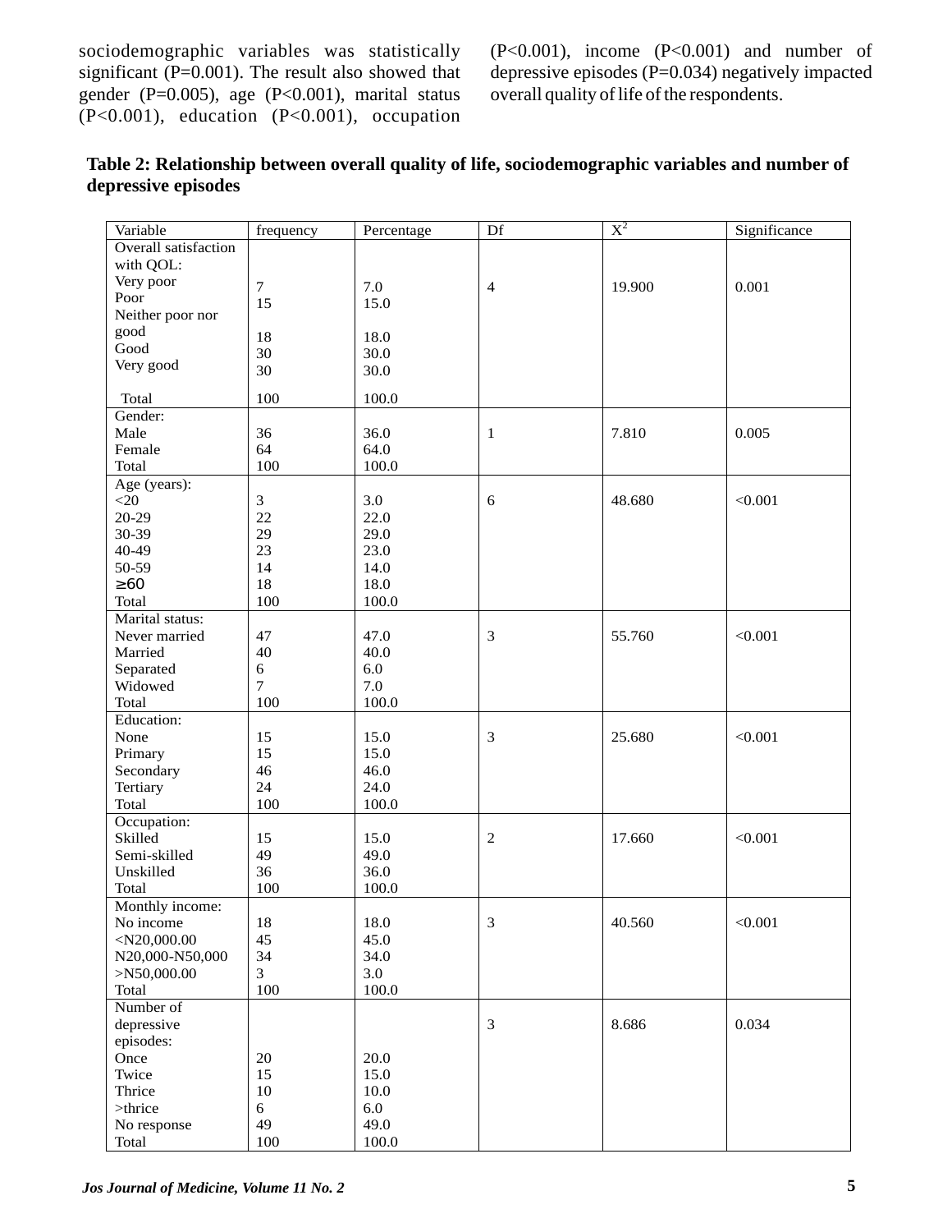sociodemographic variables was statistically significant (P=0.001). The result also showed that gender (P=0.005), age (P<0.001), marital status (P<0.001), education (P<0.001), occupation (P<0.001), income (P<0.001) and number of depressive episodes (P=0.034) negatively impacted overall quality of life of the respondents.

**Table 2: Relationship between overall quality of life, sociodemographic variables and number of depressive episodes**

| Variable | frequency | Percentage | Df | $X^2$ | Significance |
|---|---|---|---|---|---|
| Overall satisfaction with QOL: | | | | | |
| Very poor | 7 | 7.0 | 4 | 19.900 | 0.001 |
| Poor | 15 | 15.0 | | | |
| Neither poor nor good | 18 | 18.0 | | | |
| Good | 30 | 30.0 | | | |
| Very good | 30 | 30.0 | | | |
| Total | 100 | 100.0 | | | |
| Gender: | | | | | |
| Male | 36 | 36.0 | 1 | 7.810 | 0.005 |
| Female | 64 | 64.0 | | | |
| Total | 100 | 100.0 | | | |
| Age (years): | | | | | |
| <20 | 3 | 3.0 | 6 | 48.680 | <0.001 |
| 20-29 | 22 | 22.0 | | | |
| 30-39 | 29 | 29.0 | | | |
| 40-49 | 23 | 23.0 | | | |
| 50-59 | 14 | 14.0 | | | |
| ≥60 | 18 | 18.0 | | | |
| Total | 100 | 100.0 | | | |
| Marital status: | | | | | |
| Never married | 47 | 47.0 | 3 | 55.760 | <0.001 |
| Married | 40 | 40.0 | | | |
| Separated | 6 | 6.0 | | | |
| Widowed | 7 | 7.0 | | | |
| Total | 100 | 100.0 | | | |
| Education: | | | | | |
| None | 15 | 15.0 | 3 | 25.680 | <0.001 |
| Primary | 15 | 15.0 | | | |
| Secondary | 46 | 46.0 | | | |
| Tertiary | 24 | 24.0 | | | |
| Total | 100 | 100.0 | | | |
| Occupation: | | | | | |
| Skilled | 15 | 15.0 | 2 | 17.660 | <0.001 |
| Semi-skilled | 49 | 49.0 | | | |
| Unskilled | 36 | 36.0 | | | |
| Total | 100 | 100.0 | | | |
| Monthly income: | | | | | |
| No income | 18 | 18.0 | 3 | 40.560 | <0.001 |
| <N20,000.00 | 45 | 45.0 | | | |
| N20,000-N50,000 | 34 | 34.0 | | | |
| >N50,000.00 | 3 | 3.0 | | | |
| Total | 100 | 100.0 | | | |
| Number of depressive episodes: | | | 3 | 8.686 | 0.034 |
| Once | 20 | 20.0 | | | |
| Twice | 15 | 15.0 | | | |
| Thrice | 10 | 10.0 | | | |
| >thrice | 6 | 6.0 | | | |
| No response | 49 | 49.0 | | | |
| Total | 100 | 100.0 | | | |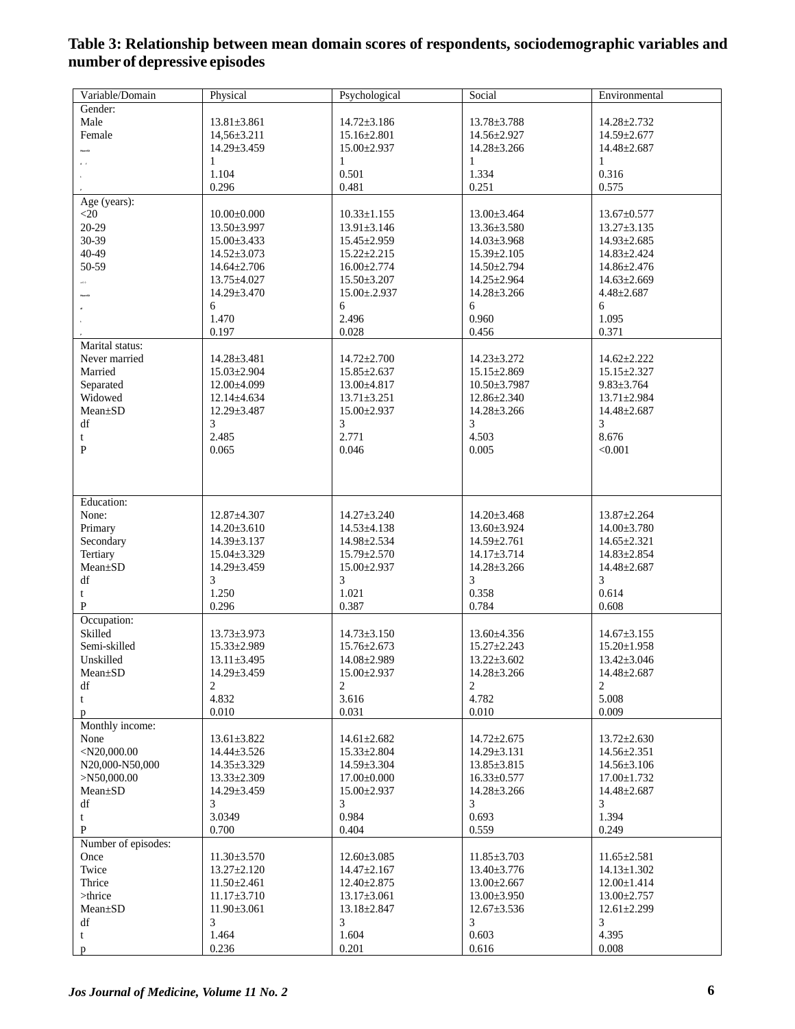## Table 3: Relationship between mean domain scores of respondents, sociodemographic variables and number of depressive episodes

| Variable/Domain | Physical | Psychological | Social | Environmental |
|---|---|---|---|---|
| Gender: | | | | |
| Male | 13.81±3.861 | 14.72±3.186 | 13.78±3.788 | 14.28±2.732 |
| Female | 14,56±3.211 | 15.16±2.801 | 14.56±2.927 | 14.59±2.677 |
| | 14.29±3.459 | 15.00±2.937 | 14.28±3.266 | 14.48±2.687 |
| | 1 | 1 | 1 | 1 |
| | 1.104 | 0.501 | 1.334 | 0.316 |
| | 0.296 | 0.481 | 0.251 | 0.575 |
| Age (years): | | | | |
| <20 | 10.00±0.000 | 10.33±1.155 | 13.00±3.464 | 13.67±0.577 |
| 20-29 | 13.50±3.997 | 13.91±3.146 | 13.36±3.580 | 13.27±3.135 |
| 30-39 | 15.00±3.433 | 15.45±2.959 | 14.03±3.968 | 14.93±2.685 |
| 40-49 | 14.52±3.073 | 15.22±2.215 | 15.39±2.105 | 14.83±2.424 |
| 50-59 | 14.64±2.706 | 16.00±2.774 | 14.50±2.794 | 14.86±2.476 |
| | 13.75±4.027 | 15.50±3.207 | 14.25±2.964 | 14.63±2.669 |
| | 14.29±3.470 | 15.00±.2.937 | 14.28±3.266 | 4.48±2.687 |
| | 6 | 6 | 6 | 6 |
| | 1.470 | 2.496 | 0.960 | 1.095 |
| | 0.197 | 0.028 | 0.456 | 0.371 |
| Marital status: | | | | |
| Never married | 14.28±3.481 | 14.72±2.700 | 14.23±3.272 | 14.62±2.222 |
| Married | 15.03±2.904 | 15.85±2.637 | 15.15±2.869 | 15.15±2.327 |
| Separated | 12.00±4.099 | 13.00±4.817 | 10.50±3.7987 | 9.83±3.764 |
| Widowed | 12.14±4.634 | 13.71±3.251 | 12.86±2.340 | 13.71±2.984 |
| Mean±SD | 12.29±3.487 | 15.00±2.937 | 14.28±3.266 | 14.48±2.687 |
| df | 3 | 3 | 3 | 3 |
| t | 2.485 | 2.771 | 4.503 | 8.676 |
| P | 0.065 | 0.046 | 0.005 | <0.001 |
| Education: | | | | |
| None: | 12.87±4.307 | 14.27±3.240 | 14.20±3.468 | 13.87±2.264 |
| Primary | 14.20±3.610 | 14.53±4.138 | 13.60±3.924 | 14.00±3.780 |
| Secondary | 14.39±3.137 | 14.98±2.534 | 14.59±2.761 | 14.65±2.321 |
| Tertiary | 15.04±3.329 | 15.79±2.570 | 14.17±3.714 | 14.83±2.854 |
| Mean±SD | 14.29±3.459 | 15.00±2.937 | 14.28±3.266 | 14.48±2.687 |
| df | 3 | 3 | 3 | 3 |
| t | 1.250 | 1.021 | 0.358 | 0.614 |
| P | 0.296 | 0.387 | 0.784 | 0.608 |
| Occupation: | | | | |
| Skilled | 13.73±3.973 | 14.73±3.150 | 13.60±4.356 | 14.67±3.155 |
| Semi-skilled | 15.33±2.989 | 15.76±2.673 | 15.27±2.243 | 15.20±1.958 |
| Unskilled | 13.11±3.495 | 14.08±2.989 | 13.22±3.602 | 13.42±3.046 |
| Mean±SD | 14.29±3.459 | 15.00±2.937 | 14.28±3.266 | 14.48±2.687 |
| df | 2 | 2 | 2 | 2 |
| t | 4.832 | 3.616 | 4.782 | 5.008 |
| p | 0.010 | 0.031 | 0.010 | 0.009 |
| Monthly income: | | | | |
| None | 13.61±3.822 | 14.61±2.682 | 14.72±2.675 | 13.72±2.630 |
| <N20,000.00 | 14.44±3.526 | 15.33±2.804 | 14.29±3.131 | 14.56±2.351 |
| N20,000-N50,000 | 14.35±3.329 | 14.59±3.304 | 13.85±3.815 | 14.56±3.106 |
| >N50,000.00 | 13.33±2.309 | 17.00±0.000 | 16.33±0.577 | 17.00±1.732 |
| Mean±SD | 14.29±3.459 | 15.00±2.937 | 14.28±3.266 | 14.48±2.687 |
| df | 3 | 3 | 3 | 3 |
| t | 3.0349 | 0.984 | 0.693 | 1.394 |
| P | 0.700 | 0.404 | 0.559 | 0.249 |
| Number of episodes: | | | | |
| Once | 11.30±3.570 | 12.60±3.085 | 11.85±3.703 | 11.65±2.581 |
| Twice | 13.27±2.120 | 14.47±2.167 | 13.40±3.776 | 14.13±1.302 |
| Thrice | 11.50±2.461 | 12.40±2.875 | 13.00±2.667 | 12.00±1.414 |
| >thrice | 11.17±3.710 | 13.17±3.061 | 13.00±3.950 | 13.00±2.757 |
| Mean±SD | 11.90±3.061 | 13.18±2.847 | 12.67±3.536 | 12.61±2.299 |
| df | 3 | 3 | 3 | 3 |
| t | 1.464 | 1.604 | 0.603 | 4.395 |
| p | 0.236 | 0.201 | 0.616 | 0.008 |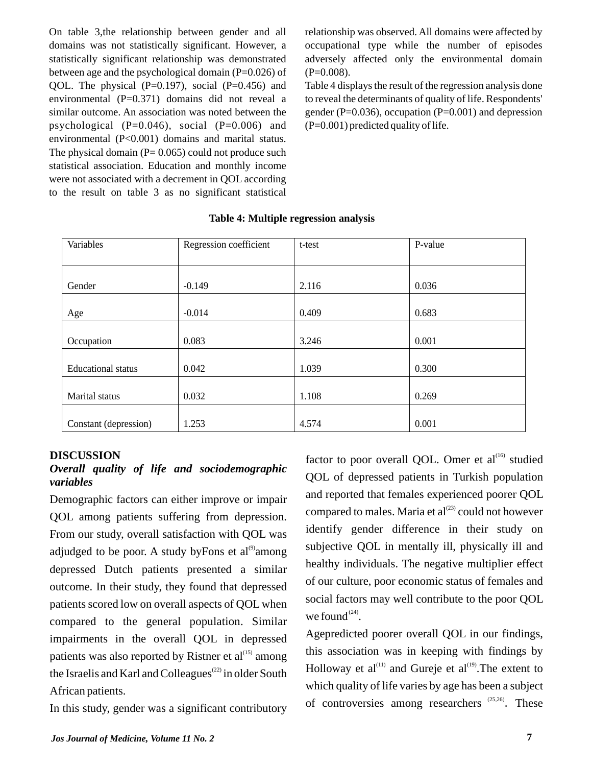On table 3,the relationship between gender and all domains was not statistically significant. However, a statistically significant relationship was demonstrated between age and the psychological domain (P=0.026) of QOL. The physical (P=0.197), social (P=0.456) and environmental (P=0.371) domains did not reveal a similar outcome. An association was noted between the psychological (P=0.046), social (P=0.006) and environmental (P<0.001) domains and marital status. The physical domain (P= 0.065) could not produce such statistical association. Education and monthly income were not associated with a decrement in QOL according to the result on table 3 as no significant statistical relationship was observed. All domains were affected by occupational type while the number of episodes adversely affected only the environmental domain (P=0.008).

Table 4 displays the result of the regression analysis done to reveal the determinants of quality of life. Respondents' gender (P=0.036), occupation (P=0.001) and depression (P=0.001) predicted quality of life.

**Table 4: Multiple regression analysis**

| Variables | Regression coefficient | t-test | P-value |
|---|---|---|---|
| Gender | -0.149 | 2.116 | 0.036 |
| Age | -0.014 | 0.409 | 0.683 |
| Occupation | 0.083 | 3.246 | 0.001 |
| Educational status | 0.042 | 1.039 | 0.300 |
| Marital status | 0.032 | 1.108 | 0.269 |
| Constant (depression) | 1.253 | 4.574 | 0.001 |

## DISCUSSION

### *Overall quality of life and sociodemographic variables*

Demographic factors can either improve or impair QOL among patients suffering from depression. From our study, overall satisfaction with QOL was adjudged to be poor. A study byFons et al[9]among depressed Dutch patients presented a similar outcome. In their study, they found that depressed patients scored low on overall aspects of QOL when compared to the general population. Similar impairments in the overall QOL in depressed patients was also reported by Ristner et al[15] among the Israelis and Karl and Colleagues[22] in older South African patients.

In this study, gender was a significant contributory factor to poor overall QOL. Omer et al[16] studied QOL of depressed patients in Turkish population and reported that females experienced poorer QOL compared to males. Maria et al[23] could not however identify gender difference in their study on subjective QOL in mentally ill, physically ill and healthy individuals. The negative multiplier effect of our culture, poor economic status of females and social factors may well contribute to the poor QOL we found[24].

Agepredicted poorer overall QOL in our findings, this association was in keeping with findings by Holloway et al[11] and Gureje et al[19].The extent to which quality of life varies by age has been a subject of controversies among researchers [25,26]. These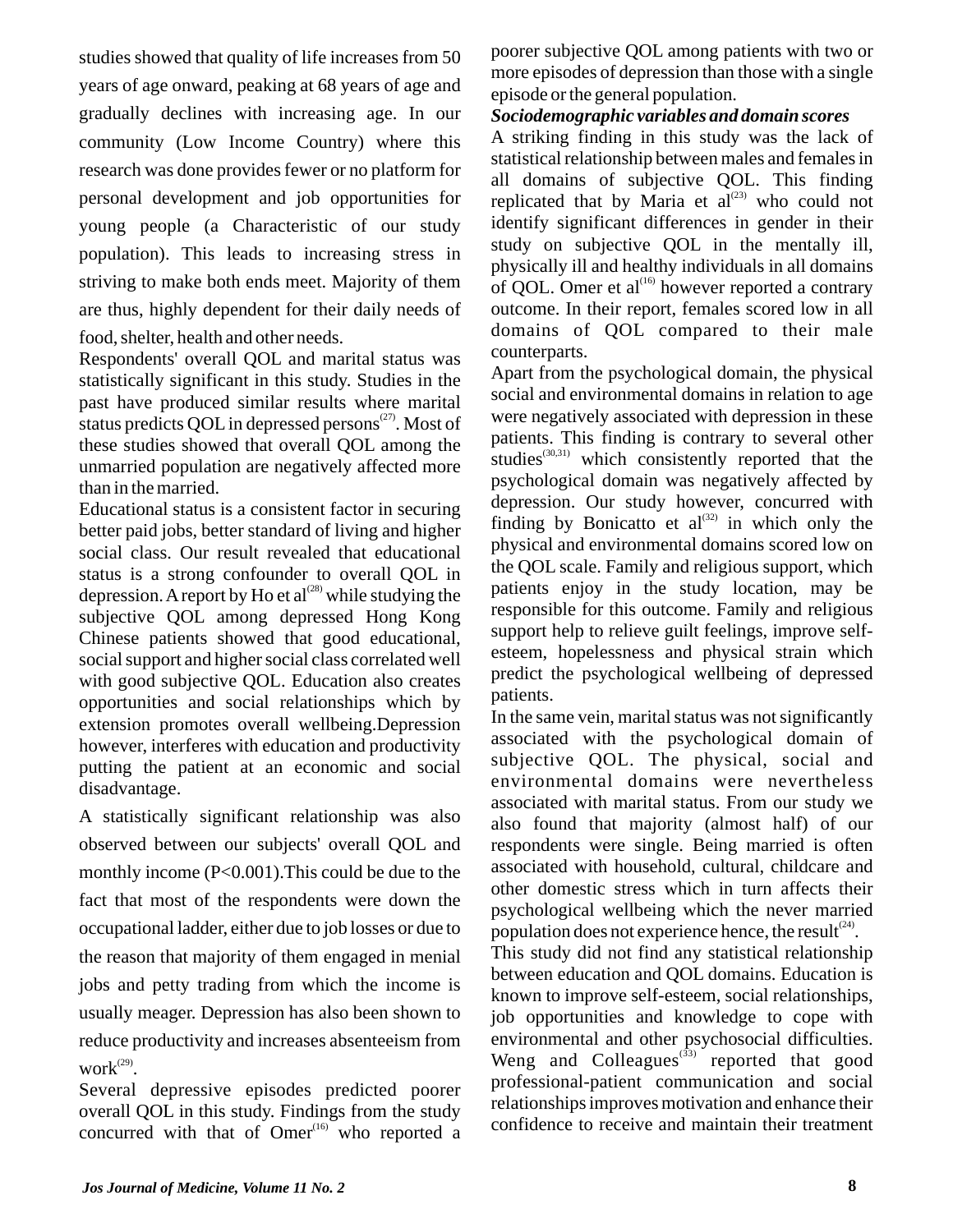studies showed that quality of life increases from 50 years of age onward, peaking at 68 years of age and gradually declines with increasing age. In our community (Low Income Country) where this research was done provides fewer or no platform for personal development and job opportunities for young people (a Characteristic of our study population). This leads to increasing stress in striving to make both ends meet. Majority of them are thus, highly dependent for their daily needs of food, shelter, health and other needs.

Respondents' overall QOL and marital status was statistically significant in this study. Studies in the past have produced similar results where marital status predicts QOL in depressed persons[27]. Most of these studies showed that overall QOL among the unmarried population are negatively affected more than in the married.

Educational status is a consistent factor in securing better paid jobs, better standard of living and higher social class. Our result revealed that educational status is a strong confounder to overall QOL in depression. A report by Ho et al[28] while studying the subjective QOL among depressed Hong Kong Chinese patients showed that good educational, social support and higher social class correlated well with good subjective QOL. Education also creates opportunities and social relationships which by extension promotes overall wellbeing.Depression however, interferes with education and productivity putting the patient at an economic and social disadvantage.

A statistically significant relationship was also observed between our subjects' overall QOL and monthly income ($P<0.001$).This could be due to the fact that most of the respondents were down the occupational ladder, either due to job losses or due to the reason that majority of them engaged in menial jobs and petty trading from which the income is usually meager. Depression has also been shown to reduce productivity and increases absenteeism from work[29].

Several depressive episodes predicted poorer overall QOL in this study. Findings from the study concurred with that of Omer[16] who reported a poorer subjective QOL among patients with two or more episodes of depression than those with a single episode or the general population.

***Sociodemographic variables and domain scores***

A striking finding in this study was the lack of statistical relationship between males and females in all domains of subjective QOL. This finding replicated that by Maria et al[23] who could not identify significant differences in gender in their study on subjective QOL in the mentally ill, physically ill and healthy individuals in all domains of QOL. Omer et al[16] however reported a contrary outcome. In their report, females scored low in all domains of QOL compared to their male counterparts.

Apart from the psychological domain, the physical social and environmental domains in relation to age were negatively associated with depression in these patients. This finding is contrary to several other studies[30,31] which consistently reported that the psychological domain was negatively affected by depression. Our study however, concurred with finding by Bonicatto et al[32] in which only the physical and environmental domains scored low on the QOL scale. Family and religious support, which patients enjoy in the study location, may be responsible for this outcome. Family and religious support help to relieve guilt feelings, improve self-esteem, hopelessness and physical strain which predict the psychological wellbeing of depressed patients.

In the same vein, marital status was not significantly associated with the psychological domain of subjective QOL. The physical, social and environmental domains were nevertheless associated with marital status. From our study we also found that majority (almost half) of our respondents were single. Being married is often associated with household, cultural, childcare and other domestic stress which in turn affects their psychological wellbeing which the never married population does not experience hence, the result[24].

This study did not find any statistical relationship between education and QOL domains. Education is known to improve self-esteem, social relationships, job opportunities and knowledge to cope with environmental and other psychosocial difficulties. Weng and Colleagues[33] reported that good professional-patient communication and social relationships improves motivation and enhance their confidence to receive and maintain their treatment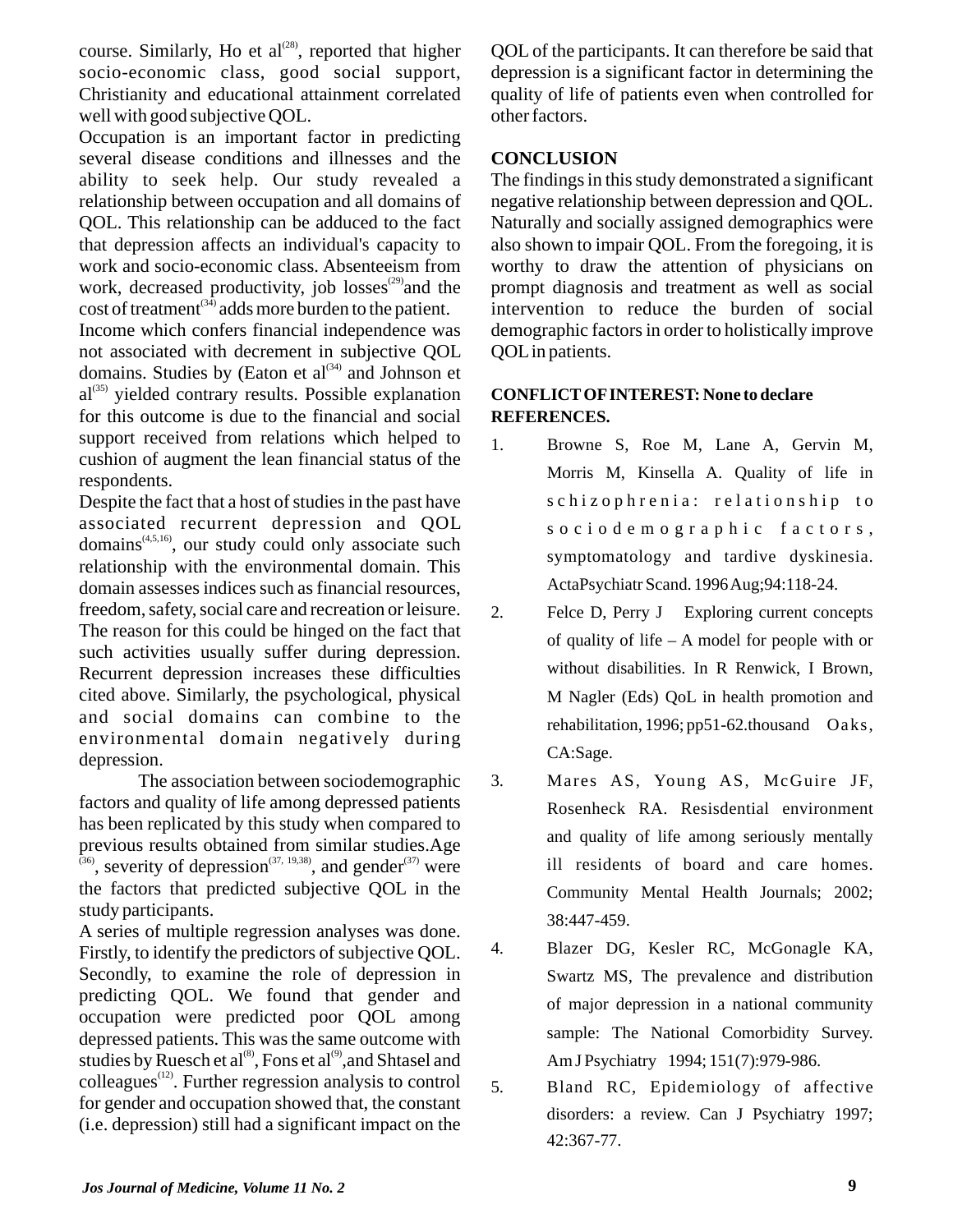course. Similarly, Ho et al[28], reported that higher socio-economic class, good social support, Christianity and educational attainment correlated well with good subjective QOL.

Occupation is an important factor in predicting several disease conditions and illnesses and the ability to seek help. Our study revealed a relationship between occupation and all domains of QOL. This relationship can be adduced to the fact that depression affects an individual's capacity to work and socio-economic class. Absenteeism from work, decreased productivity, job losses[29] and the cost of treatment[34] adds more burden to the patient.

Income which confers financial independence was not associated with decrement in subjective QOL domains. Studies by (Eaton et al[34] and Johnson et al[35] yielded contrary results. Possible explanation for this outcome is due to the financial and social support received from relations which helped to cushion of augment the lean financial status of the respondents.

Despite the fact that a host of studies in the past have associated recurrent depression and QOL domains[4,5,16], our study could only associate such relationship with the environmental domain. This domain assesses indices such as financial resources, freedom, safety, social care and recreation or leisure. The reason for this could be hinged on the fact that such activities usually suffer during depression. Recurrent depression increases these difficulties cited above. Similarly, the psychological, physical and social domains can combine to the environmental domain negatively during depression.

The association between sociodemographic factors and quality of life among depressed patients has been replicated by this study when compared to previous results obtained from similar studies.Age [36], severity of depression[37, 19,38], and gender[37] were the factors that predicted subjective QOL in the study participants.

A series of multiple regression analyses was done. Firstly, to identify the predictors of subjective QOL. Secondly, to examine the role of depression in predicting QOL. We found that gender and occupation were predicted poor QOL among depressed patients. This was the same outcome with studies by Ruesch et al[8], Fons et al[9],and Shtasel and colleagues[12]. Further regression analysis to control for gender and occupation showed that, the constant (i.e. depression) still had a significant impact on the QOL of the participants. It can therefore be said that depression is a significant factor in determining the quality of life of patients even when controlled for other factors.

## CONCLUSION

The findings in this study demonstrated a significant negative relationship between depression and QOL. Naturally and socially assigned demographics were also shown to impair QOL. From the foregoing, it is worthy to draw the attention of physicians on prompt diagnosis and treatment as well as social intervention to reduce the burden of social demographic factors in order to holistically improve QOL in patients.

**CONFLICT OF INTEREST: None to declare**

**REFERENCES.**

1. Browne S, Roe M, Lane A, Gervin M, Morris M, Kinsella A. Quality of life in schizophrenia: relationship to sociodemographic factors, symptomatology and tardive dyskinesia. ActaPsychiatr Scand. 1996 Aug;94:118-24.
2. Felce D, Perry J Exploring current concepts of quality of life – A model for people with or without disabilities. In R Renwick, I Brown, M Nagler (Eds) QoL in health promotion and rehabilitation, 1996; pp51-62.thousand Oaks, CA:Sage.
3. Mares AS, Young AS, McGuire JF, Rosenheck RA. Resisdential environment and quality of life among seriously mentally ill residents of board and care homes. Community Mental Health Journals; 2002; 38:447-459.
4. Blazer DG, Kesler RC, McGonagle KA, Swartz MS, The prevalence and distribution of major depression in a national community sample: The National Comorbidity Survey. Am J Psychiatry 1994; 151(7):979-986.
5. Bland RC, Epidemiology of affective disorders: a review. Can J Psychiatry 1997; 42:367-77.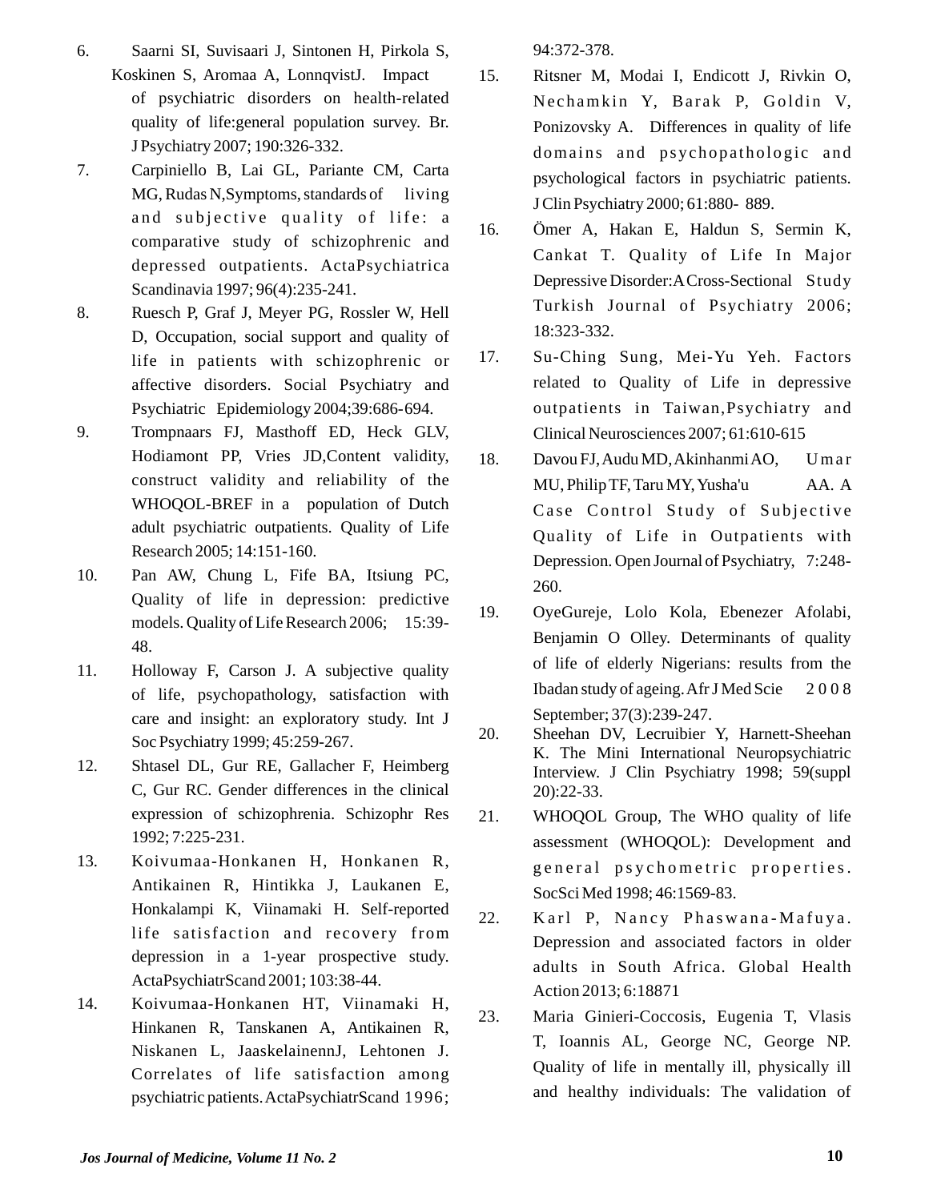6. Saarni SI, Suvisaari J, Sintonen H, Pirkola S, Koskinen S, Aromaa A, LonnqvistJ. Impact of psychiatric disorders on health-related quality of life:general population survey. Br. J Psychiatry 2007; 190:326-332.
7. Carpiniello B, Lai GL, Pariante CM, Carta MG, Rudas N,Symptoms, standards of living and subjective quality of life: a comparative study of schizophrenic and depressed outpatients. ActaPsychiatrica Scandinavia 1997; 96(4):235-241.
8. Ruesch P, Graf J, Meyer PG, Rossler W, Hell D, Occupation, social support and quality of life in patients with schizophrenic or affective disorders. Social Psychiatry and Psychiatric Epidemiology 2004;39:686-694.
9. Trompnaars FJ, Masthoff ED, Heck GLV, Hodiamont PP, Vries JD,Content validity, construct validity and reliability of the WHOQOL-BREF in a population of Dutch adult psychiatric outpatients. Quality of Life Research 2005; 14:151-160.
10. Pan AW, Chung L, Fife BA, Itsiung PC, Quality of life in depression: predictive models. Quality of Life Research 2006; 15:39-48.
11. Holloway F, Carson J. A subjective quality of life, psychopathology, satisfaction with care and insight: an exploratory study. Int J Soc Psychiatry 1999; 45:259-267.
12. Shtasel DL, Gur RE, Gallacher F, Heimberg C, Gur RC. Gender differences in the clinical expression of schizophrenia. Schizophr Res 1992; 7:225-231.
13. Koivumaa-Honkanen H, Honkanen R, Antikainen R, Hintikka J, Laukanen E, Honkalampi K, Viinamaki H. Self-reported life satisfaction and recovery from depression in a 1-year prospective study. ActaPsychiatrScand 2001; 103:38-44.
14. Koivumaa-Honkanen HT, Viinamaki H, Hinkanen R, Tanskanen A, Antikainen R, Niskanen L, JaaskelainennJ, Lehtonen J. Correlates of life satisfaction among psychiatric patients. ActaPsychiatrScand 1996; 94:372-378.
15. Ritsner M, Modai I, Endicott J, Rivkin O, Nechamkin Y, Barak P, Goldin V, Ponizovsky A. Differences in quality of life domains and psychopathologic and psychological factors in psychiatric patients. J Clin Psychiatry 2000; 61:880- 889.
16. Ömer A, Hakan E, Haldun S, Sermin K, Cankat T. Quality of Life In Major Depressive Disorder:A Cross-Sectional Study Turkish Journal of Psychiatry 2006; 18:323-332.
17. Su-Ching Sung, Mei-Yu Yeh. Factors related to Quality of Life in depressive outpatients in Taiwan,Psychiatry and Clinical Neurosciences 2007; 61:610-615
18. Davou FJ, Audu MD, Akinhanmi AO, Umar MU, Philip TF, Taru MY, Yusha'u AA. A Case Control Study of Subjective Quality of Life in Outpatients with Depression. Open Journal of Psychiatry, 7:248-260.
19. OyeGureje, Lolo Kola, Ebenezer Afolabi, Benjamin O Olley. Determinants of quality of life of elderly Nigerians: results from the Ibadan study of ageing. Afr J Med Scie 2008 September; 37(3):239-247.
20. Sheehan DV, Lecruibier Y, Harnett-Sheehan K. The Mini International Neuropsychiatric Interview. J Clin Psychiatry 1998; 59(suppl 20):22-33.
21. WHOQOL Group, The WHO quality of life assessment (WHOQOL): Development and general psychometric properties. SocSci Med 1998; 46:1569-83.
22. Karl P, Nancy Phaswana-Mafuya. Depression and associated factors in older adults in South Africa. Global Health Action 2013; 6:18871
23. Maria Ginieri-Coccosis, Eugenia T, Vlasis T, Ioannis AL, George NC, George NP. Quality of life in mentally ill, physically ill and healthy individuals: The validation of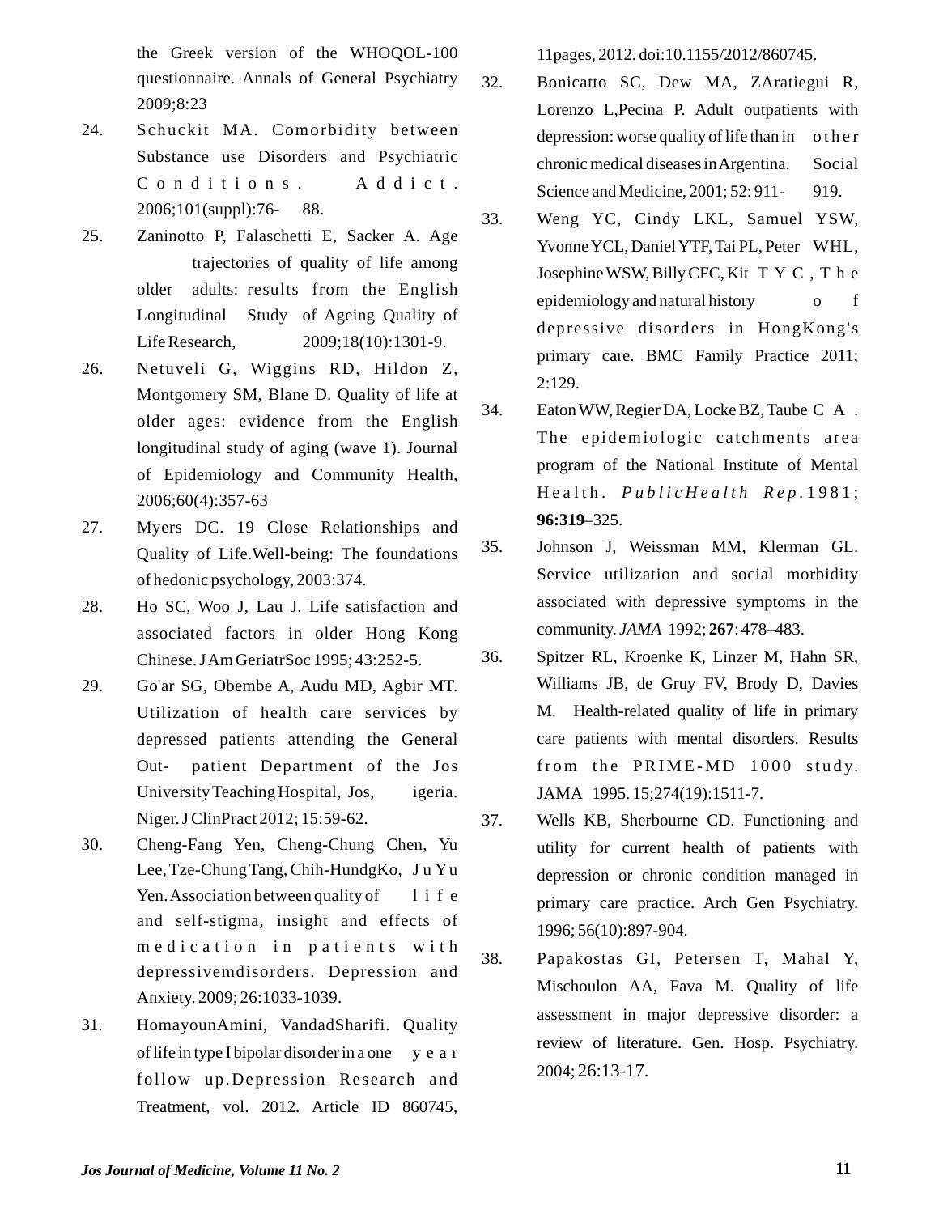the Greek version of the WHOQOL-100 questionnaire. Annals of General Psychiatry 2009;8:23

24. Schuckit MA. Comorbidity between Substance use Disorders and Psychiatric Conditions. Addict. 2006;101(suppl):76- 88.

25. Zaninotto P, Falaschetti E, Sacker A. Age trajectories of quality of life among older adults: results from the English Longitudinal Study of Ageing Quality of Life Research, 2009;18(10):1301-9.

26. Netuveli G, Wiggins RD, Hildon Z, Montgomery SM, Blane D. Quality of life at older ages: evidence from the English longitudinal study of aging (wave 1). Journal of Epidemiology and Community Health, 2006;60(4):357-63

27. Myers DC. 19 Close Relationships and Quality of Life.Well-being: The foundations of hedonic psychology, 2003:374.

28. Ho SC, Woo J, Lau J. Life satisfaction and associated factors in older Hong Kong Chinese. J Am GeriatrSoc 1995; 43:252-5.

29. Go'ar SG, Obembe A, Audu MD, Agbir MT. Utilization of health care services by depressed patients attending the General Out- patient Department of the Jos University Teaching Hospital, Jos, igeria. Niger. J ClinPract 2012; 15:59-62.

30. Cheng-Fang Yen, Cheng-Chung Chen, Yu Lee, Tze-Chung Tang, Chih-HundgKo, Ju Yu Yen. Association between quality of life and self-stigma, insight and effects of medication in patients with depressivemdisorders. Depression and Anxiety. 2009; 26:1033-1039.

31. HomayounAmini, VandadSharifi. Quality of life in type I bipolar disorder in a one year follow up.Depression Research and Treatment, vol. 2012. Article ID 860745, 11pages, 2012. doi:10.1155/2012/860745.

32. Bonicatto SC, Dew MA, ZAratiegui R, Lorenzo L,Pecina P. Adult outpatients with depression: worse quality of life than in other chronic medical diseases in Argentina. Social Science and Medicine, 2001; 52: 911- 919.

33. Weng YC, Cindy LKL, Samuel YSW, Yvonne YCL, Daniel YTF, Tai PL, Peter WHL, Josephine WSW, Billy CFC, Kit TYC, The epidemiology and natural history of depressive disorders in HongKong's primary care. BMC Family Practice 2011; 2:129.

34. Eaton WW, Regier DA, Locke BZ, Taube CA. The epidemiologic catchments area program of the National Institute of Mental Health. *PublicHealth Rep*.1981; **96:319**–325.

35. Johnson J, Weissman MM, Klerman GL. Service utilization and social morbidity associated with depressive symptoms in the community. *JAMA* 1992; **267**: 478–483.

36. Spitzer RL, Kroenke K, Linzer M, Hahn SR, Williams JB, de Gruy FV, Brody D, Davies M. Health-related quality of life in primary care patients with mental disorders. Results from the PRIME-MD 1000 study. JAMA 1995. 15;274(19):1511-7.

37. Wells KB, Sherbourne CD. Functioning and utility for current health of patients with depression or chronic condition managed in primary care practice. Arch Gen Psychiatry. 1996; 56(10):897-904.

38. Papakostas GI, Petersen T, Mahal Y, Mischoulon AA, Fava M. Quality of life assessment in major depressive disorder: a review of literature. Gen. Hosp. Psychiatry. 2004; 26:13-17.